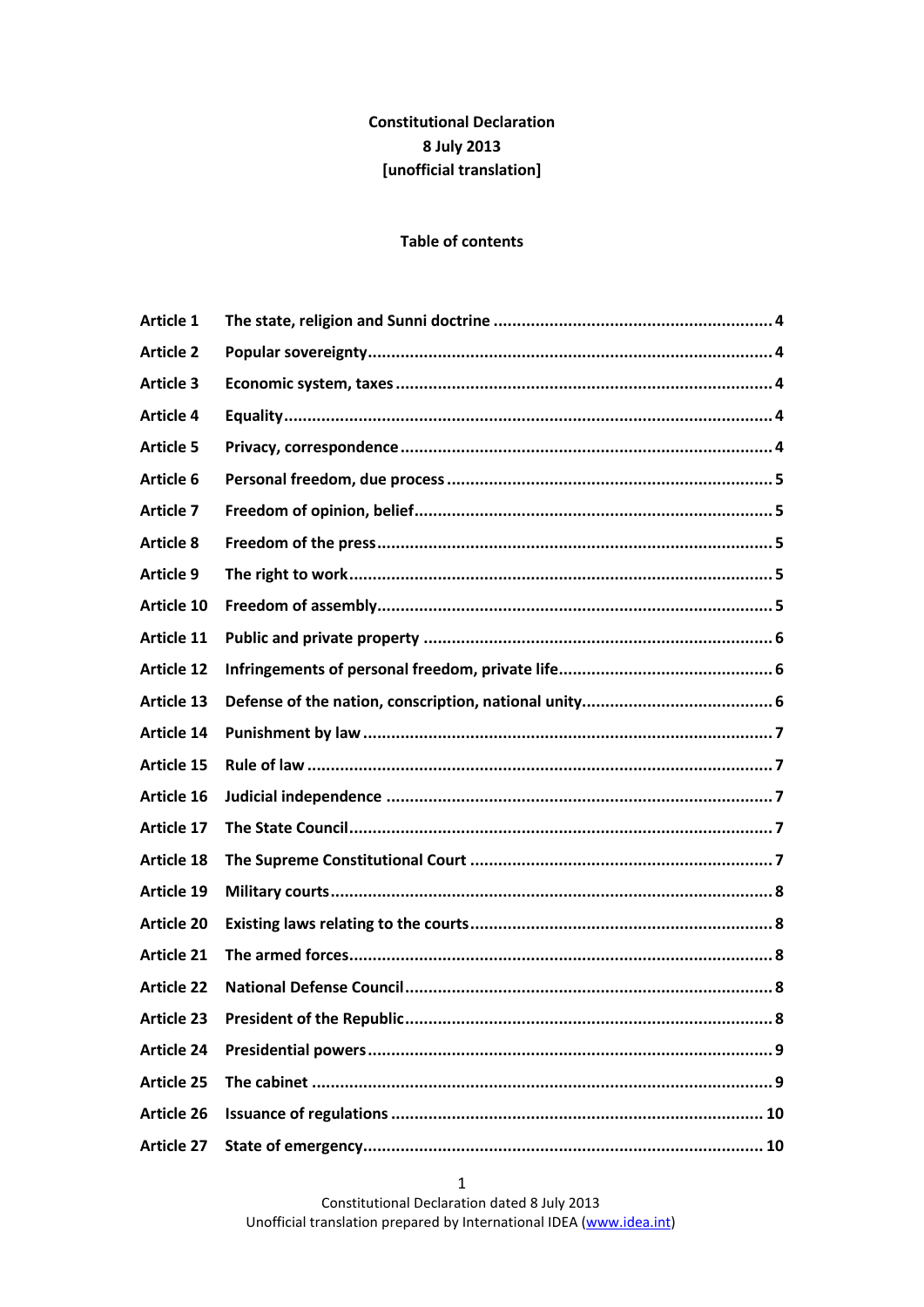**Constitutional Declaration**
**8 July 2013**
**[unofficial translation]**

**Table of contents**

| | | |
|---|---|---|
| **Article 1** | **The state, religion and Sunni doctrine** | **4** |
| **Article 2** | **Popular sovereignty** | **4** |
| **Article 3** | **Economic system, taxes** | **4** |
| **Article 4** | **Equality** | **4** |
| **Article 5** | **Privacy, correspondence** | **4** |
| **Article 6** | **Personal freedom, due process** | **5** |
| **Article 7** | **Freedom of opinion, belief** | **5** |
| **Article 8** | **Freedom of the press** | **5** |
| **Article 9** | **The right to work** | **5** |
| **Article 10** | **Freedom of assembly** | **5** |
| **Article 11** | **Public and private property** | **6** |
| **Article 12** | **Infringements of personal freedom, private life** | **6** |
| **Article 13** | **Defense of the nation, conscription, national unity** | **6** |
| **Article 14** | **Punishment by law** | **7** |
| **Article 15** | **Rule of law** | **7** |
| **Article 16** | **Judicial independence** | **7** |
| **Article 17** | **The State Council** | **7** |
| **Article 18** | **The Supreme Constitutional Court** | **7** |
| **Article 19** | **Military courts** | **8** |
| **Article 20** | **Existing laws relating to the courts** | **8** |
| **Article 21** | **The armed forces** | **8** |
| **Article 22** | **National Defense Council** | **8** |
| **Article 23** | **President of the Republic** | **8** |
| **Article 24** | **Presidential powers** | **9** |
| **Article 25** | **The cabinet** | **9** |
| **Article 26** | **Issuance of regulations** | **10** |
| **Article 27** | **State of emergency** | **10** |

Constitutional Declaration dated 8 July 2013
Unofficial translation prepared by International IDEA (www.idea.int)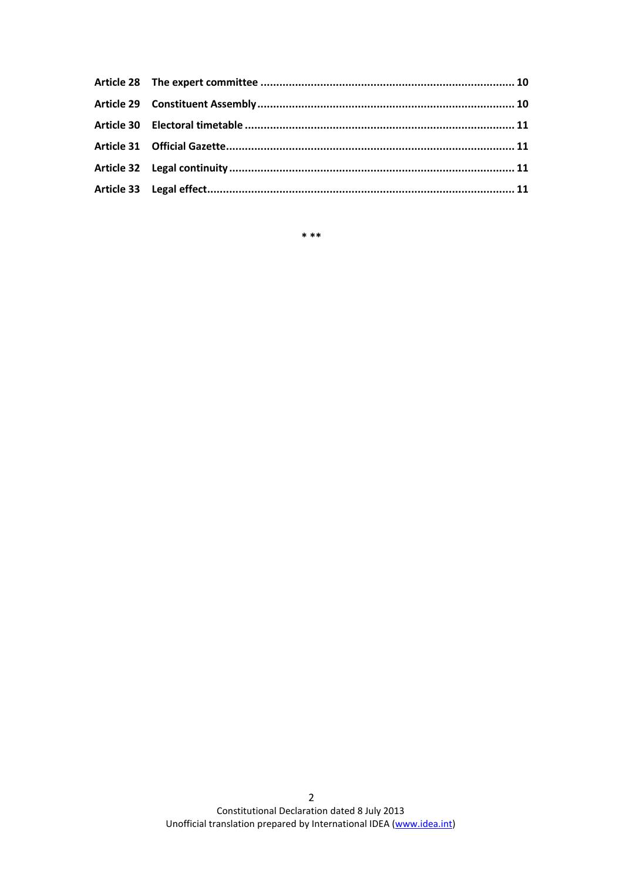| | | |
|---|---|---|
| **Article 28** | **The expert committee** | **10** |
| **Article 29** | **Constituent Assembly** | **10** |
| **Article 30** | **Electoral timetable** | **11** |
| **Article 31** | **Official Gazette** | **11** |
| **Article 32** | **Legal continuity** | **11** |
| **Article 33** | **Legal effect** | **11** |

* **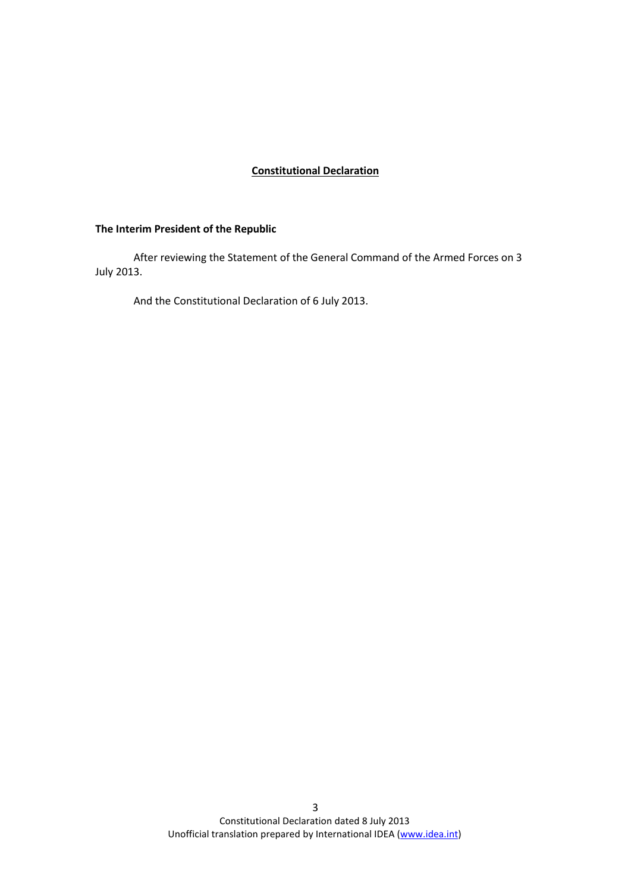# **Constitutional Declaration**

**The Interim President of the Republic**

After reviewing the Statement of the General Command of the Armed Forces on 3 July 2013.

And the Constitutional Declaration of 6 July 2013.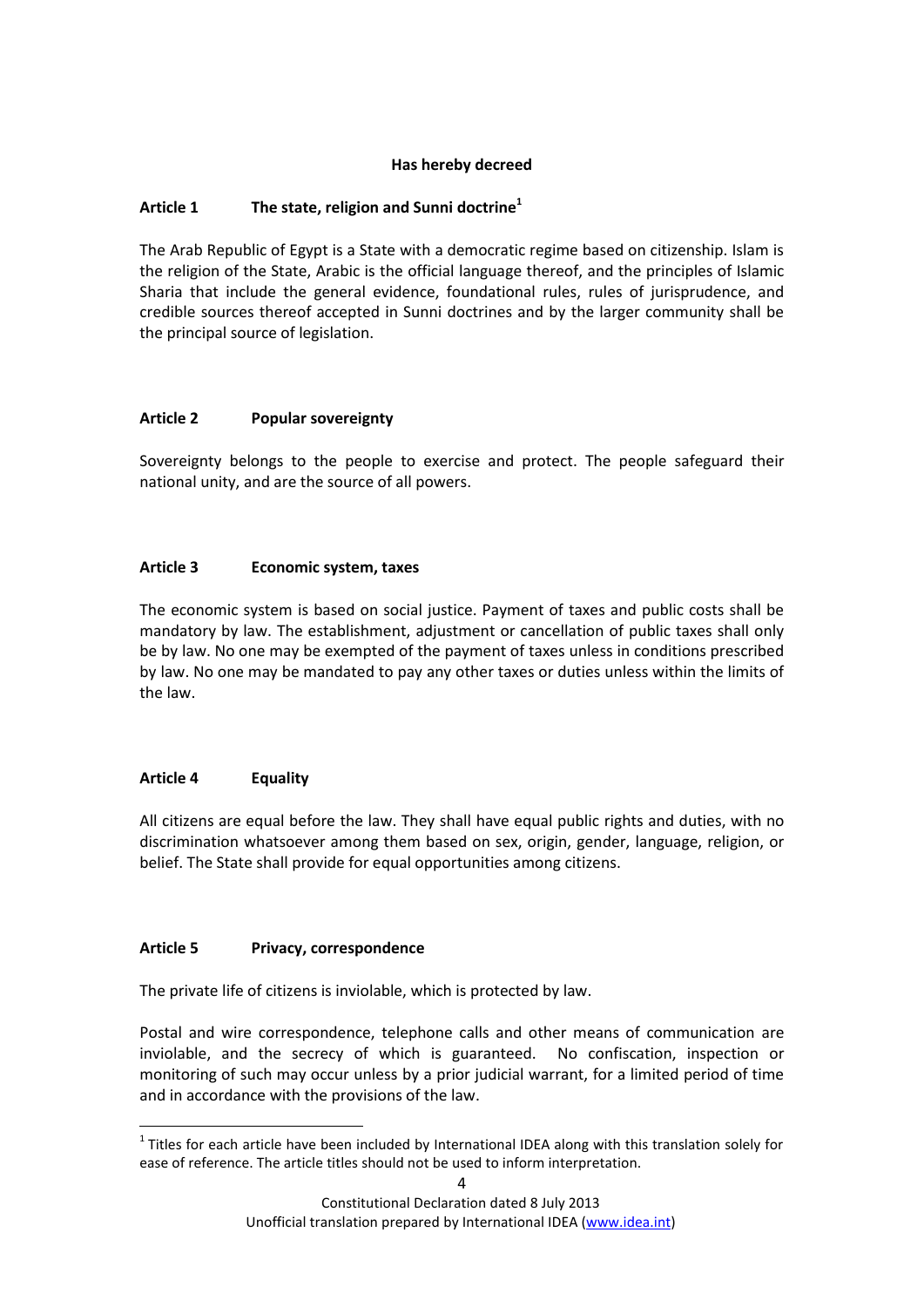**Has hereby decreed**

### Article 1 The state, religion and Sunni doctrine[1]

The Arab Republic of Egypt is a State with a democratic regime based on citizenship. Islam is the religion of the State, Arabic is the official language thereof, and the principles of Islamic Sharia that include the general evidence, foundational rules, rules of jurisprudence, and credible sources thereof accepted in Sunni doctrines and by the larger community shall be the principal source of legislation.

### Article 2 Popular sovereignty

Sovereignty belongs to the people to exercise and protect. The people safeguard their national unity, and are the source of all powers.

### Article 3 Economic system, taxes

The economic system is based on social justice. Payment of taxes and public costs shall be mandatory by law. The establishment, adjustment or cancellation of public taxes shall only be by law. No one may be exempted of the payment of taxes unless in conditions prescribed by law. No one may be mandated to pay any other taxes or duties unless within the limits of the law.

### Article 4 Equality

All citizens are equal before the law. They shall have equal public rights and duties, with no discrimination whatsoever among them based on sex, origin, gender, language, religion, or belief. The State shall provide for equal opportunities among citizens.

### Article 5 Privacy, correspondence

The private life of citizens is inviolable, which is protected by law.

Postal and wire correspondence, telephone calls and other means of communication are inviolable, and the secrecy of which is guaranteed. No confiscation, inspection or monitoring of such may occur unless by a prior judicial warrant, for a limited period of time and in accordance with the provisions of the law.

---

[1] Titles for each article have been included by International IDEA along with this translation solely for ease of reference. The article titles should not be used to inform interpretation.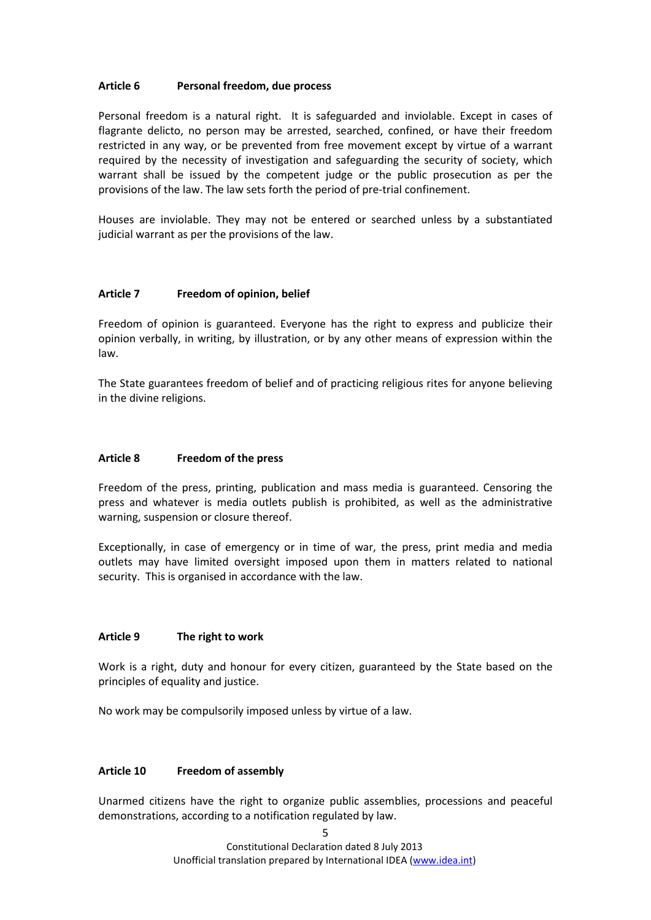### Article 6 Personal freedom, due process

Personal freedom is a natural right. It is safeguarded and inviolable. Except in cases of flagrante delicto, no person may be arrested, searched, confined, or have their freedom restricted in any way, or be prevented from free movement except by virtue of a warrant required by the necessity of investigation and safeguarding the security of society, which warrant shall be issued by the competent judge or the public prosecution as per the provisions of the law. The law sets forth the period of pre-trial confinement.

Houses are inviolable. They may not be entered or searched unless by a substantiated judicial warrant as per the provisions of the law.

### Article 7 Freedom of opinion, belief

Freedom of opinion is guaranteed. Everyone has the right to express and publicize their opinion verbally, in writing, by illustration, or by any other means of expression within the law.

The State guarantees freedom of belief and of practicing religious rites for anyone believing in the divine religions.

### Article 8 Freedom of the press

Freedom of the press, printing, publication and mass media is guaranteed. Censoring the press and whatever is media outlets publish is prohibited, as well as the administrative warning, suspension or closure thereof.

Exceptionally, in case of emergency or in time of war, the press, print media and media outlets may have limited oversight imposed upon them in matters related to national security. This is organised in accordance with the law.

### Article 9 The right to work

Work is a right, duty and honour for every citizen, guaranteed by the State based on the principles of equality and justice.

No work may be compulsorily imposed unless by virtue of a law.

### Article 10 Freedom of assembly

Unarmed citizens have the right to organize public assemblies, processions and peaceful demonstrations, according to a notification regulated by law.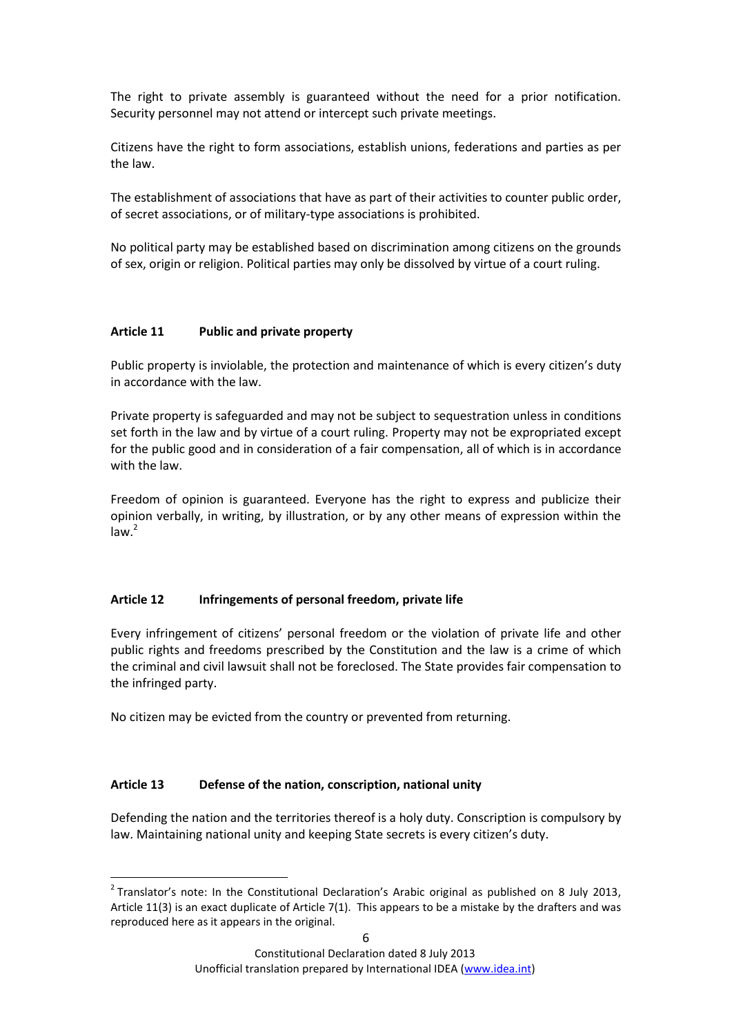The right to private assembly is guaranteed without the need for a prior notification. Security personnel may not attend or intercept such private meetings.

Citizens have the right to form associations, establish unions, federations and parties as per the law.

The establishment of associations that have as part of their activities to counter public order, of secret associations, or of military-type associations is prohibited.

No political party may be established based on discrimination among citizens on the grounds of sex, origin or religion. Political parties may only be dissolved by virtue of a court ruling.

### Article 11 Public and private property

Public property is inviolable, the protection and maintenance of which is every citizen's duty in accordance with the law.

Private property is safeguarded and may not be subject to sequestration unless in conditions set forth in the law and by virtue of a court ruling. Property may not be expropriated except for the public good and in consideration of a fair compensation, all of which is in accordance with the law.

Freedom of opinion is guaranteed. Everyone has the right to express and publicize their opinion verbally, in writing, by illustration, or by any other means of expression within the law.[2]

### Article 12 Infringements of personal freedom, private life

Every infringement of citizens' personal freedom or the violation of private life and other public rights and freedoms prescribed by the Constitution and the law is a crime of which the criminal and civil lawsuit shall not be foreclosed. The State provides fair compensation to the infringed party.

No citizen may be evicted from the country or prevented from returning.

### Article 13 Defense of the nation, conscription, national unity

Defending the nation and the territories thereof is a holy duty. Conscription is compulsory by law. Maintaining national unity and keeping State secrets is every citizen's duty.

---

[2] Translator's note: In the Constitutional Declaration's Arabic original as published on 8 July 2013, Article 11(3) is an exact duplicate of Article 7(1). This appears to be a mistake by the drafters and was reproduced here as it appears in the original.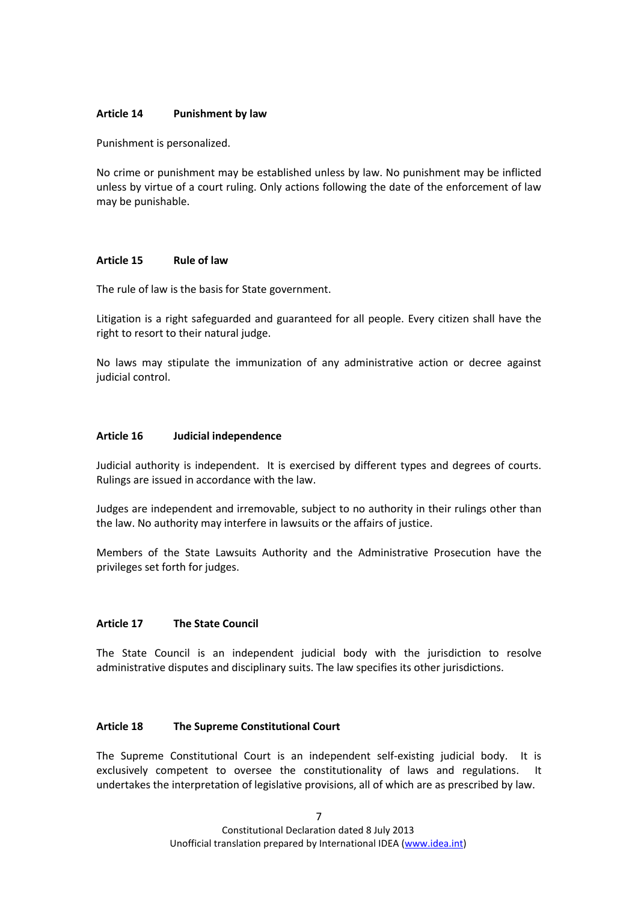### Article 14 Punishment by law

Punishment is personalized.

No crime or punishment may be established unless by law. No punishment may be inflicted unless by virtue of a court ruling. Only actions following the date of the enforcement of law may be punishable.

### Article 15 Rule of law

The rule of law is the basis for State government.

Litigation is a right safeguarded and guaranteed for all people. Every citizen shall have the right to resort to their natural judge.

No laws may stipulate the immunization of any administrative action or decree against judicial control.

### Article 16 Judicial independence

Judicial authority is independent. It is exercised by different types and degrees of courts. Rulings are issued in accordance with the law.

Judges are independent and irremovable, subject to no authority in their rulings other than the law. No authority may interfere in lawsuits or the affairs of justice.

Members of the State Lawsuits Authority and the Administrative Prosecution have the privileges set forth for judges.

### Article 17 The State Council

The State Council is an independent judicial body with the jurisdiction to resolve administrative disputes and disciplinary suits. The law specifies its other jurisdictions.

### Article 18 The Supreme Constitutional Court

The Supreme Constitutional Court is an independent self-existing judicial body. It is exclusively competent to oversee the constitutionality of laws and regulations. It undertakes the interpretation of legislative provisions, all of which are as prescribed by law.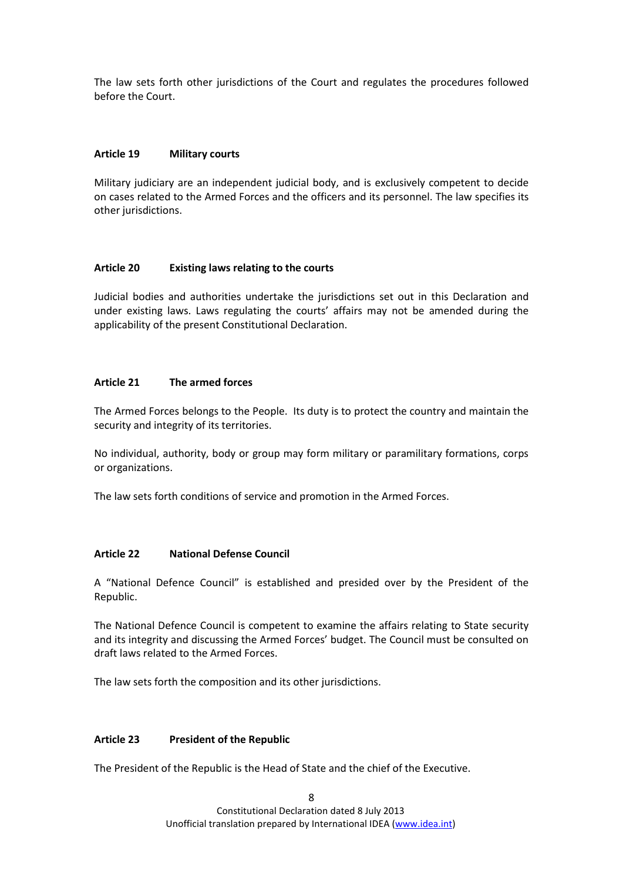The law sets forth other jurisdictions of the Court and regulates the procedures followed before the Court.

### Article 19 Military courts

Military judiciary are an independent judicial body, and is exclusively competent to decide on cases related to the Armed Forces and the officers and its personnel. The law specifies its other jurisdictions.

### Article 20 Existing laws relating to the courts

Judicial bodies and authorities undertake the jurisdictions set out in this Declaration and under existing laws. Laws regulating the courts' affairs may not be amended during the applicability of the present Constitutional Declaration.

### Article 21 The armed forces

The Armed Forces belongs to the People. Its duty is to protect the country and maintain the security and integrity of its territories.

No individual, authority, body or group may form military or paramilitary formations, corps or organizations.

The law sets forth conditions of service and promotion in the Armed Forces.

### Article 22 National Defense Council

A "National Defence Council" is established and presided over by the President of the Republic.

The National Defence Council is competent to examine the affairs relating to State security and its integrity and discussing the Armed Forces' budget. The Council must be consulted on draft laws related to the Armed Forces.

The law sets forth the composition and its other jurisdictions.

### Article 23 President of the Republic

The President of the Republic is the Head of State and the chief of the Executive.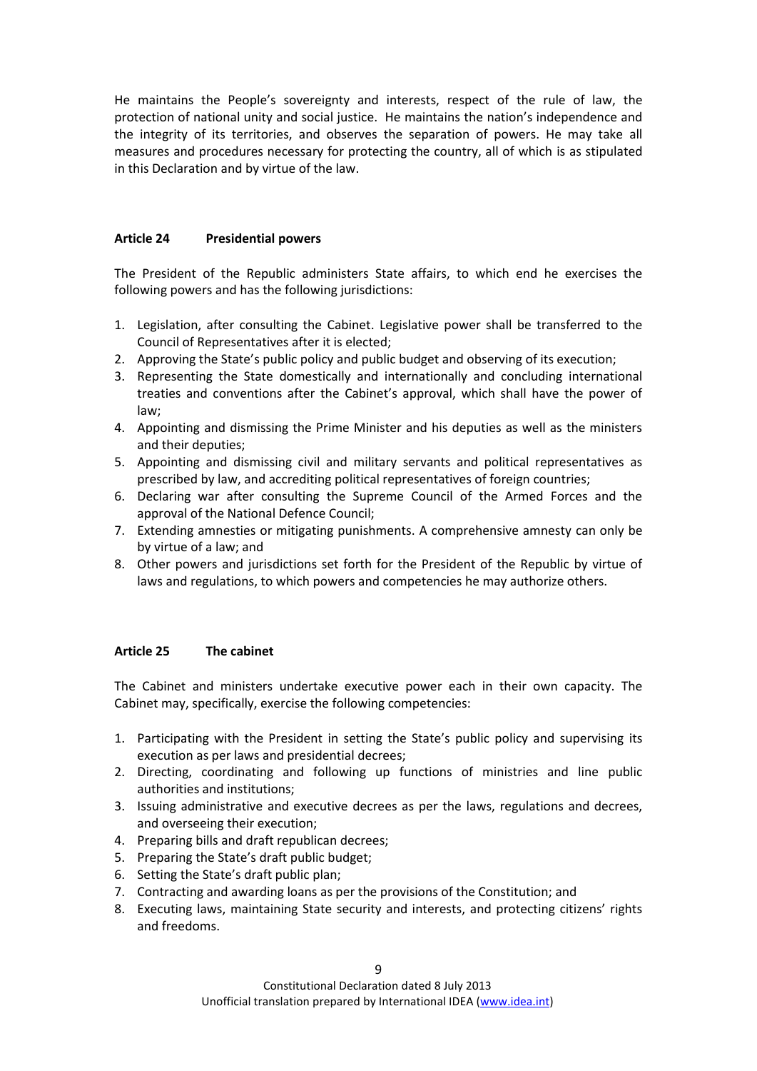He maintains the People's sovereignty and interests, respect of the rule of law, the protection of national unity and social justice. He maintains the nation's independence and the integrity of its territories, and observes the separation of powers. He may take all measures and procedures necessary for protecting the country, all of which is as stipulated in this Declaration and by virtue of the law.

### Article 24 Presidential powers

The President of the Republic administers State affairs, to which end he exercises the following powers and has the following jurisdictions:

1. Legislation, after consulting the Cabinet. Legislative power shall be transferred to the Council of Representatives after it is elected;
2. Approving the State's public policy and public budget and observing of its execution;
3. Representing the State domestically and internationally and concluding international treaties and conventions after the Cabinet's approval, which shall have the power of law;
4. Appointing and dismissing the Prime Minister and his deputies as well as the ministers and their deputies;
5. Appointing and dismissing civil and military servants and political representatives as prescribed by law, and accrediting political representatives of foreign countries;
6. Declaring war after consulting the Supreme Council of the Armed Forces and the approval of the National Defence Council;
7. Extending amnesties or mitigating punishments. A comprehensive amnesty can only be by virtue of a law; and
8. Other powers and jurisdictions set forth for the President of the Republic by virtue of laws and regulations, to which powers and competencies he may authorize others.

### Article 25 The cabinet

The Cabinet and ministers undertake executive power each in their own capacity. The Cabinet may, specifically, exercise the following competencies:

1. Participating with the President in setting the State's public policy and supervising its execution as per laws and presidential decrees;
2. Directing, coordinating and following up functions of ministries and line public authorities and institutions;
3. Issuing administrative and executive decrees as per the laws, regulations and decrees, and overseeing their execution;
4. Preparing bills and draft republican decrees;
5. Preparing the State's draft public budget;
6. Setting the State's draft public plan;
7. Contracting and awarding loans as per the provisions of the Constitution; and
8. Executing laws, maintaining State security and interests, and protecting citizens' rights and freedoms.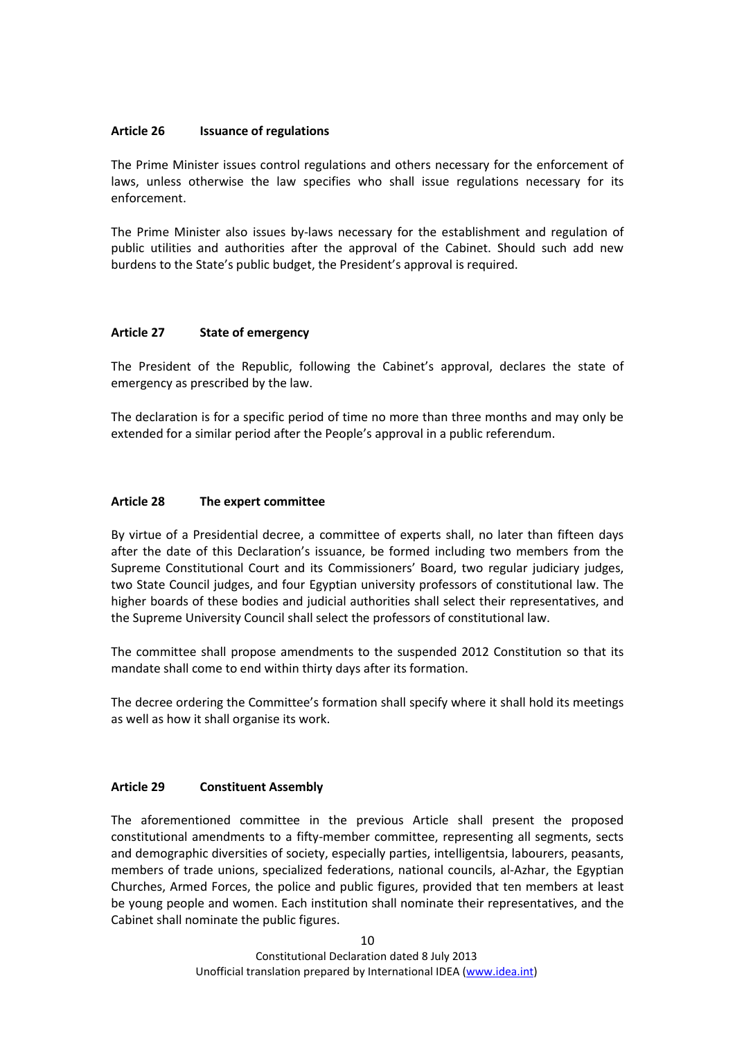### Article 26 Issuance of regulations

The Prime Minister issues control regulations and others necessary for the enforcement of laws, unless otherwise the law specifies who shall issue regulations necessary for its enforcement.

The Prime Minister also issues by-laws necessary for the establishment and regulation of public utilities and authorities after the approval of the Cabinet. Should such add new burdens to the State's public budget, the President's approval is required.

### Article 27 State of emergency

The President of the Republic, following the Cabinet's approval, declares the state of emergency as prescribed by the law.

The declaration is for a specific period of time no more than three months and may only be extended for a similar period after the People's approval in a public referendum.

### Article 28 The expert committee

By virtue of a Presidential decree, a committee of experts shall, no later than fifteen days after the date of this Declaration's issuance, be formed including two members from the Supreme Constitutional Court and its Commissioners' Board, two regular judiciary judges, two State Council judges, and four Egyptian university professors of constitutional law. The higher boards of these bodies and judicial authorities shall select their representatives, and the Supreme University Council shall select the professors of constitutional law.

The committee shall propose amendments to the suspended 2012 Constitution so that its mandate shall come to end within thirty days after its formation.

The decree ordering the Committee's formation shall specify where it shall hold its meetings as well as how it shall organise its work.

### Article 29 Constituent Assembly

The aforementioned committee in the previous Article shall present the proposed constitutional amendments to a fifty-member committee, representing all segments, sects and demographic diversities of society, especially parties, intelligentsia, labourers, peasants, members of trade unions, specialized federations, national councils, al-Azhar, the Egyptian Churches, Armed Forces, the police and public figures, provided that ten members at least be young people and women. Each institution shall nominate their representatives, and the Cabinet shall nominate the public figures.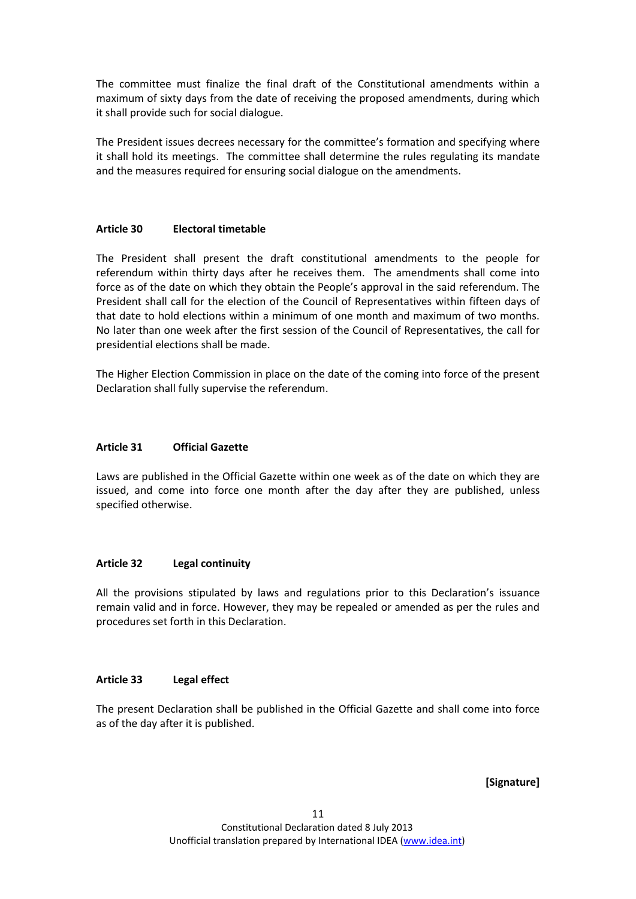The committee must finalize the final draft of the Constitutional amendments within a maximum of sixty days from the date of receiving the proposed amendments, during which it shall provide such for social dialogue.

The President issues decrees necessary for the committee's formation and specifying where it shall hold its meetings. The committee shall determine the rules regulating its mandate and the measures required for ensuring social dialogue on the amendments.

### Article 30 Electoral timetable

The President shall present the draft constitutional amendments to the people for referendum within thirty days after he receives them. The amendments shall come into force as of the date on which they obtain the People's approval in the said referendum. The President shall call for the election of the Council of Representatives within fifteen days of that date to hold elections within a minimum of one month and maximum of two months. No later than one week after the first session of the Council of Representatives, the call for presidential elections shall be made.

The Higher Election Commission in place on the date of the coming into force of the present Declaration shall fully supervise the referendum.

### Article 31 Official Gazette

Laws are published in the Official Gazette within one week as of the date on which they are issued, and come into force one month after the day after they are published, unless specified otherwise.

### Article 32 Legal continuity

All the provisions stipulated by laws and regulations prior to this Declaration's issuance remain valid and in force. However, they may be repealed or amended as per the rules and procedures set forth in this Declaration.

### Article 33 Legal effect

The present Declaration shall be published in the Official Gazette and shall come into force as of the day after it is published.

**[Signature]**